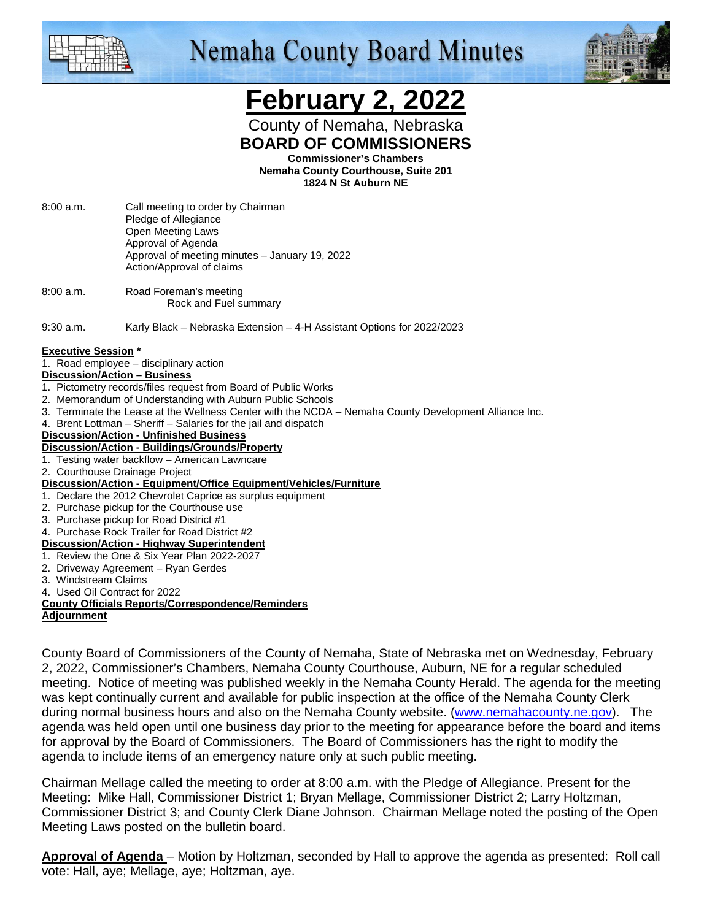# Nemaha County Board Minutes

# February 2, 2022

County of Nemaha, Nebraska

**BOARD OF COMMISSIONERS**

**Commissioner's Chambers**
**Nemaha County Courthouse, Suite 201**
**1824 N St Auburn NE**

8:00 a.m. Call meeting to order by Chairman
Pledge of Allegiance
Open Meeting Laws
Approval of Agenda
Approval of meeting minutes – January 19, 2022
Action/Approval of claims

8:00 a.m. Road Foreman's meeting
Rock and Fuel summary

9:30 a.m. Karly Black – Nebraska Extension – 4-H Assistant Options for 2022/2023

**Executive Session ***
1. Road employee – disciplinary action

**Discussion/Action – Business**
1. Pictometry records/files request from Board of Public Works
2. Memorandum of Understanding with Auburn Public Schools
3. Terminate the Lease at the Wellness Center with the NCDA – Nemaha County Development Alliance Inc.
4. Brent Lottman – Sheriff – Salaries for the jail and dispatch

**Discussion/Action - Unfinished Business**

**Discussion/Action - Buildings/Grounds/Property**
1. Testing water backflow – American Lawncare
2. Courthouse Drainage Project

**Discussion/Action - Equipment/Office Equipment/Vehicles/Furniture**
1. Declare the 2012 Chevrolet Caprice as surplus equipment
2. Purchase pickup for the Courthouse use
3. Purchase pickup for Road District #1
4. Purchase Rock Trailer for Road District #2

**Discussion/Action - Highway Superintendent**
1. Review the One & Six Year Plan 2022-2027
2. Driveway Agreement – Ryan Gerdes
3. Windstream Claims
4. Used Oil Contract for 2022

**County Officials Reports/Correspondence/Reminders**

**Adjournment**

County Board of Commissioners of the County of Nemaha, State of Nebraska met on Wednesday, February 2, 2022, Commissioner's Chambers, Nemaha County Courthouse, Auburn, NE for a regular scheduled meeting. Notice of meeting was published weekly in the Nemaha County Herald. The agenda for the meeting was kept continually current and available for public inspection at the office of the Nemaha County Clerk during normal business hours and also on the Nemaha County website. (www.nemahacounty.ne.gov). The agenda was held open until one business day prior to the meeting for appearance before the board and items for approval by the Board of Commissioners. The Board of Commissioners has the right to modify the agenda to include items of an emergency nature only at such public meeting.

Chairman Mellage called the meeting to order at 8:00 a.m. with the Pledge of Allegiance. Present for the Meeting: Mike Hall, Commissioner District 1; Bryan Mellage, Commissioner District 2; Larry Holtzman, Commissioner District 3; and County Clerk Diane Johnson. Chairman Mellage noted the posting of the Open Meeting Laws posted on the bulletin board.

**Approval of Agenda** – Motion by Holtzman, seconded by Hall to approve the agenda as presented: Roll call vote: Hall, aye; Mellage, aye; Holtzman, aye.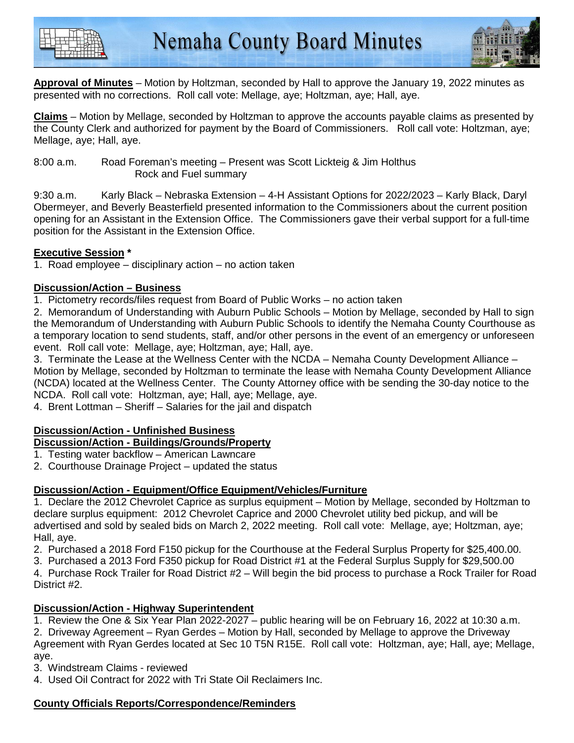**Approval of Minutes** – Motion by Holtzman, seconded by Hall to approve the January 19, 2022 minutes as presented with no corrections. Roll call vote: Mellage, aye; Holtzman, aye; Hall, aye.

**Claims** – Motion by Mellage, seconded by Holtzman to approve the accounts payable claims as presented by the County Clerk and authorized for payment by the Board of Commissioners. Roll call vote: Holtzman, aye; Mellage, aye; Hall, aye.

8:00 a.m. Road Foreman's meeting – Present was Scott Lickteig & Jim Holthus
Rock and Fuel summary

9:30 a.m. Karly Black – Nebraska Extension – 4-H Assistant Options for 2022/2023 – Karly Black, Daryl Obermeyer, and Beverly Beasterfield presented information to the Commissioners about the current position opening for an Assistant in the Extension Office. The Commissioners gave their verbal support for a full-time position for the Assistant in the Extension Office.

**Executive Session** *

1. Road employee – disciplinary action – no action taken

**Discussion/Action – Business**

1. Pictometry records/files request from Board of Public Works – no action taken
2. Memorandum of Understanding with Auburn Public Schools – Motion by Mellage, seconded by Hall to sign the Memorandum of Understanding with Auburn Public Schools to identify the Nemaha County Courthouse as a temporary location to send students, staff, and/or other persons in the event of an emergency or unforeseen event. Roll call vote: Mellage, aye; Holtzman, aye; Hall, aye.
3. Terminate the Lease at the Wellness Center with the NCDA – Nemaha County Development Alliance – Motion by Mellage, seconded by Holtzman to terminate the lease with Nemaha County Development Alliance (NCDA) located at the Wellness Center. The County Attorney office with be sending the 30-day notice to the NCDA. Roll call vote: Holtzman, aye; Hall, aye; Mellage, aye.
4. Brent Lottman – Sheriff – Salaries for the jail and dispatch

**Discussion/Action - Unfinished Business**

**Discussion/Action - Buildings/Grounds/Property**

1. Testing water backflow – American Lawncare
2. Courthouse Drainage Project – updated the status

**Discussion/Action - Equipment/Office Equipment/Vehicles/Furniture**

1. Declare the 2012 Chevrolet Caprice as surplus equipment – Motion by Mellage, seconded by Holtzman to declare surplus equipment: 2012 Chevrolet Caprice and 2000 Chevrolet utility bed pickup, and will be advertised and sold by sealed bids on March 2, 2022 meeting. Roll call vote: Mellage, aye; Holtzman, aye; Hall, aye.
2. Purchased a 2018 Ford F150 pickup for the Courthouse at the Federal Surplus Property for $25,400.00.
3. Purchased a 2013 Ford F350 pickup for Road District #1 at the Federal Surplus Supply for $29,500.00
4. Purchase Rock Trailer for Road District #2 – Will begin the bid process to purchase a Rock Trailer for Road District #2.

**Discussion/Action - Highway Superintendent**

1. Review the One & Six Year Plan 2022-2027 – public hearing will be on February 16, 2022 at 10:30 a.m.
2. Driveway Agreement – Ryan Gerdes – Motion by Hall, seconded by Mellage to approve the Driveway Agreement with Ryan Gerdes located at Sec 10 T5N R15E. Roll call vote: Holtzman, aye; Hall, aye; Mellage, aye.
3. Windstream Claims - reviewed
4. Used Oil Contract for 2022 with Tri State Oil Reclaimers Inc.

**County Officials Reports/Correspondence/Reminders**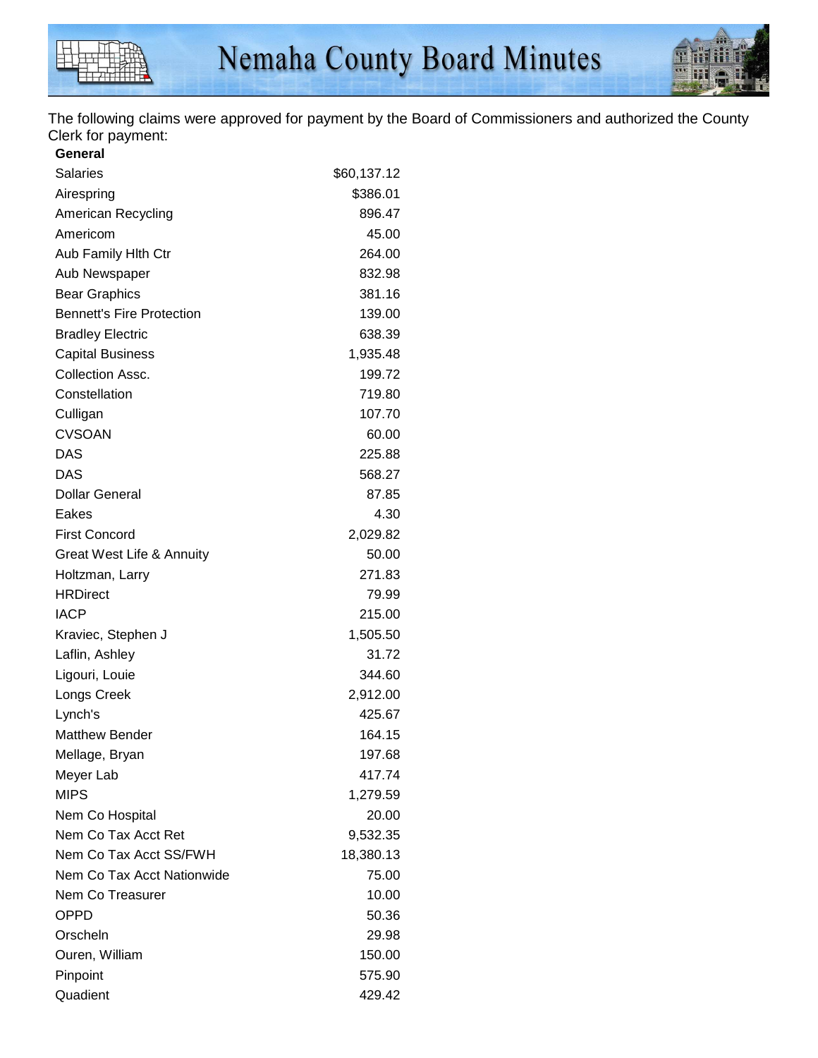The following claims were approved for payment by the Board of Commissioners and authorized the County Clerk for payment:

**General**

| | |
|---|---|
| Salaries | $60,137.12 |
| Airespring | $386.01 |
| American Recycling | 896.47 |
| Americom | 45.00 |
| Aub Family Hlth Ctr | 264.00 |
| Aub Newspaper | 832.98 |
| Bear Graphics | 381.16 |
| Bennett's Fire Protection | 139.00 |
| Bradley Electric | 638.39 |
| Capital Business | 1,935.48 |
| Collection Assc. | 199.72 |
| Constellation | 719.80 |
| Culligan | 107.70 |
| CVSOAN | 60.00 |
| DAS | 225.88 |
| DAS | 568.27 |
| Dollar General | 87.85 |
| Eakes | 4.30 |
| First Concord | 2,029.82 |
| Great West Life & Annuity | 50.00 |
| Holtzman, Larry | 271.83 |
| HRDirect | 79.99 |
| IACP | 215.00 |
| Kraviec, Stephen J | 1,505.50 |
| Laflin, Ashley | 31.72 |
| Ligouri, Louie | 344.60 |
| Longs Creek | 2,912.00 |
| Lynch's | 425.67 |
| Matthew Bender | 164.15 |
| Mellage, Bryan | 197.68 |
| Meyer Lab | 417.74 |
| MIPS | 1,279.59 |
| Nem Co Hospital | 20.00 |
| Nem Co Tax Acct Ret | 9,532.35 |
| Nem Co Tax Acct SS/FWH | 18,380.13 |
| Nem Co Tax Acct Nationwide | 75.00 |
| Nem Co Treasurer | 10.00 |
| OPPD | 50.36 |
| Orscheln | 29.98 |
| Ouren, William | 150.00 |
| Pinpoint | 575.90 |
| Quadient | 429.42 |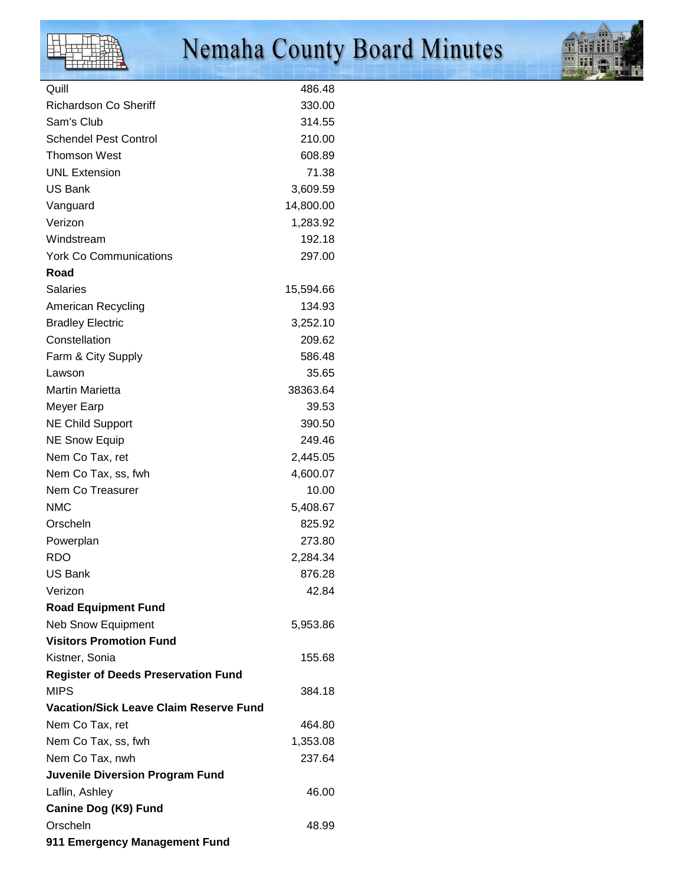| | |
|---|---|
| Quill | 486.48 |
| Richardson Co Sheriff | 330.00 |
| Sam's Club | 314.55 |
| Schendel Pest Control | 210.00 |
| Thomson West | 608.89 |
| UNL Extension | 71.38 |
| US Bank | 3,609.59 |
| Vanguard | 14,800.00 |
| Verizon | 1,283.92 |
| Windstream | 192.18 |
| York Co Communications | 297.00 |
| **Road** | |
| Salaries | 15,594.66 |
| American Recycling | 134.93 |
| Bradley Electric | 3,252.10 |
| Constellation | 209.62 |
| Farm & City Supply | 586.48 |
| Lawson | 35.65 |
| Martin Marietta | 38363.64 |
| Meyer Earp | 39.53 |
| NE Child Support | 390.50 |
| NE Snow Equip | 249.46 |
| Nem Co Tax, ret | 2,445.05 |
| Nem Co Tax, ss, fwh | 4,600.07 |
| Nem Co Treasurer | 10.00 |
| NMC | 5,408.67 |
| Orscheln | 825.92 |
| Powerplan | 273.80 |
| RDO | 2,284.34 |
| US Bank | 876.28 |
| Verizon | 42.84 |
| **Road Equipment Fund** | |
| Neb Snow Equipment | 5,953.86 |
| **Visitors Promotion Fund** | |
| Kistner, Sonia | 155.68 |
| **Register of Deeds Preservation Fund** | |
| MIPS | 384.18 |
| **Vacation/Sick Leave Claim Reserve Fund** | |
| Nem Co Tax, ret | 464.80 |
| Nem Co Tax, ss, fwh | 1,353.08 |
| Nem Co Tax, nwh | 237.64 |
| **Juvenile Diversion Program Fund** | |
| Laflin, Ashley | 46.00 |
| **Canine Dog (K9) Fund** | |
| Orscheln | 48.99 |
| **911 Emergency Management Fund** | |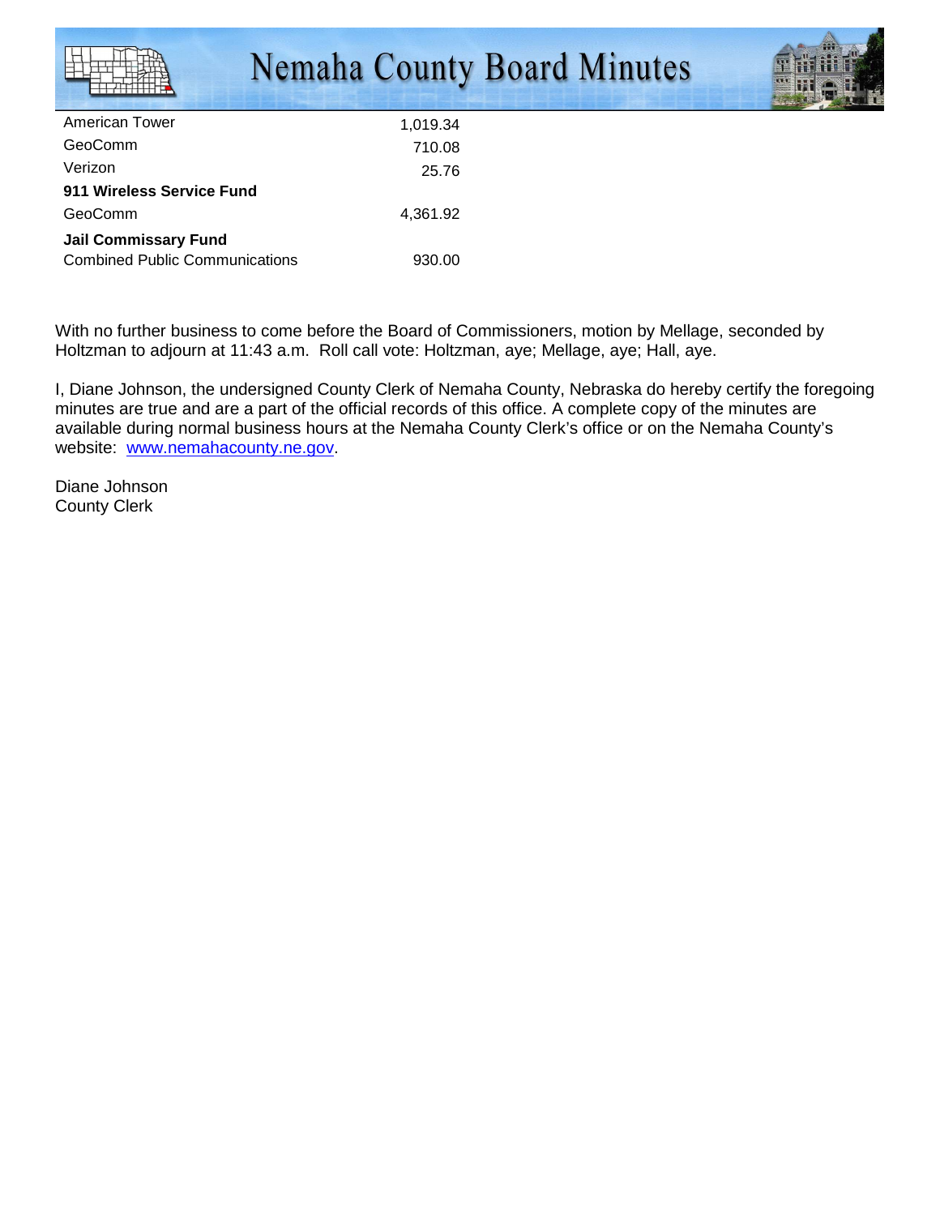| | |
|---|---|
| American Tower | 1,019.34 |
| GeoComm | 710.08 |
| Verizon | 25.76 |
| **911 Wireless Service Fund** | |
| GeoComm | 4,361.92 |
| **Jail Commissary Fund** | |
| Combined Public Communications | 930.00 |

With no further business to come before the Board of Commissioners, motion by Mellage, seconded by Holtzman to adjourn at 11:43 a.m. Roll call vote: Holtzman, aye; Mellage, aye; Hall, aye.

I, Diane Johnson, the undersigned County Clerk of Nemaha County, Nebraska do hereby certify the foregoing minutes are true and are a part of the official records of this office. A complete copy of the minutes are available during normal business hours at the Nemaha County Clerk's office or on the Nemaha County's website: [www.nemahacounty.ne.gov](http://www.nemahacounty.ne.gov).

Diane Johnson
County Clerk